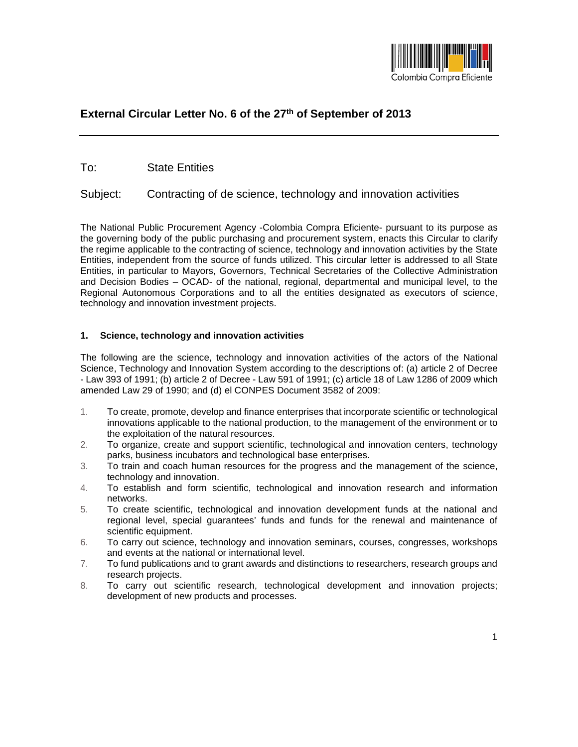# External Circular Letter No. 6 of the 27th of September of 2013

To: State Entities

Subject: Contracting of de science, technology and innovation activities

The National Public Procurement Agency -Colombia Compra Eficiente- pursuant to its purpose as the governing body of the public purchasing and procurement system, enacts this Circular to clarify the regime applicable to the contracting of science, technology and innovation activities by the State Entities, independent from the source of funds utilized. This circular letter is addressed to all State Entities, in particular to Mayors, Governors, Technical Secretaries of the Collective Administration and Decision Bodies – OCAD- of the national, regional, departmental and municipal level, to the Regional Autonomous Corporations and to all the entities designated as executors of science, technology and innovation investment projects.

## 1. Science, technology and innovation activities

The following are the science, technology and innovation activities of the actors of the National Science, Technology and Innovation System according to the descriptions of: (a) article 2 of Decree - Law 393 of 1991; (b) article 2 of Decree - Law 591 of 1991; (c) article 18 of Law 1286 of 2009 which amended Law 29 of 1990; and (d) el CONPES Document 3582 of 2009:

1. To create, promote, develop and finance enterprises that incorporate scientific or technological innovations applicable to the national production, to the management of the environment or to the exploitation of the natural resources.
2. To organize, create and support scientific, technological and innovation centers, technology parks, business incubators and technological base enterprises.
3. To train and coach human resources for the progress and the management of the science, technology and innovation.
4. To establish and form scientific, technological and innovation research and information networks.
5. To create scientific, technological and innovation development funds at the national and regional level, special guarantees' funds and funds for the renewal and maintenance of scientific equipment.
6. To carry out science, technology and innovation seminars, courses, congresses, workshops and events at the national or international level.
7. To fund publications and to grant awards and distinctions to researchers, research groups and research projects.
8. To carry out scientific research, technological development and innovation projects; development of new products and processes.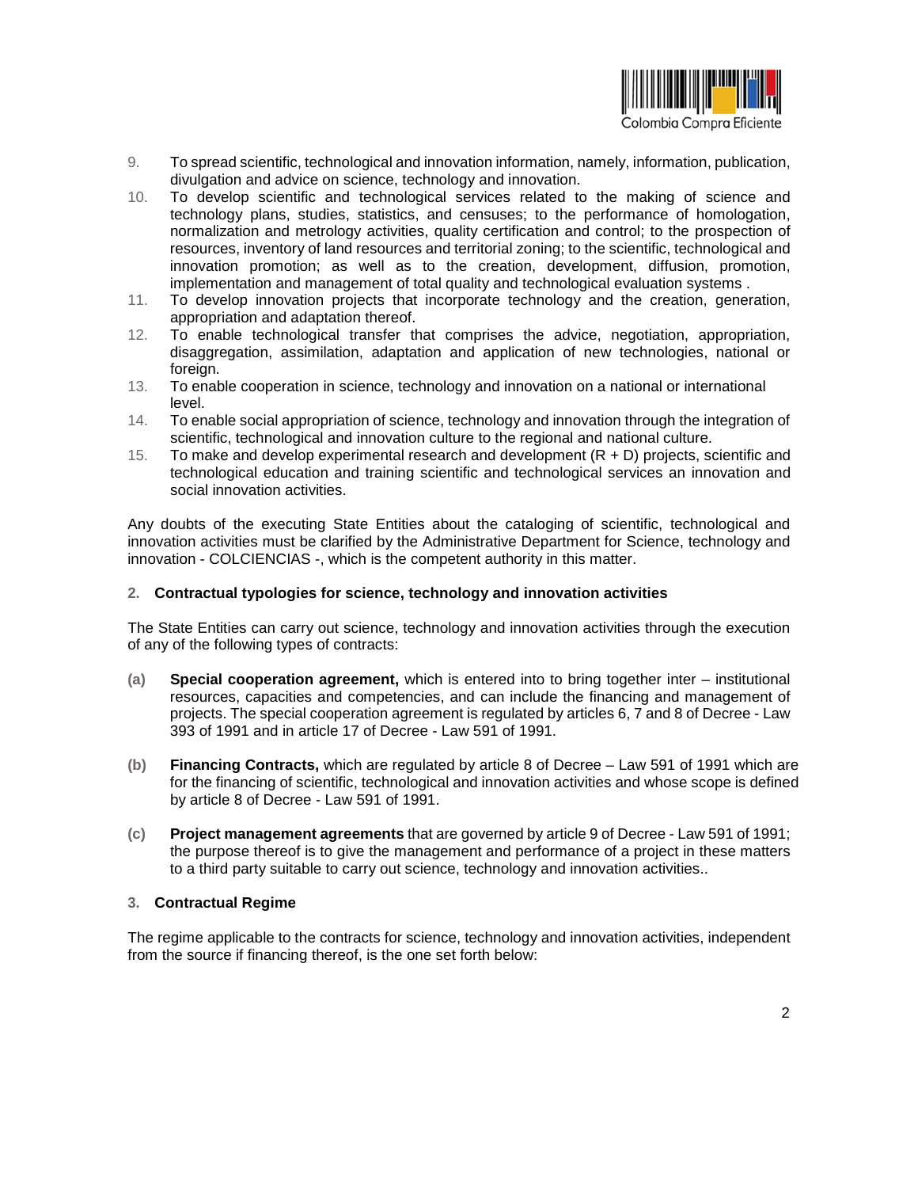9. To spread scientific, technological and innovation information, namely, information, publication, divulgation and advice on science, technology and innovation.
10. To develop scientific and technological services related to the making of science and technology plans, studies, statistics, and censuses; to the performance of homologation, normalization and metrology activities, quality certification and control; to the prospection of resources, inventory of land resources and territorial zoning; to the scientific, technological and innovation promotion; as well as to the creation, development, diffusion, promotion, implementation and management of total quality and technological evaluation systems .
11. To develop innovation projects that incorporate technology and the creation, generation, appropriation and adaptation thereof.
12. To enable technological transfer that comprises the advice, negotiation, appropriation, disaggregation, assimilation, adaptation and application of new technologies, national or foreign.
13. To enable cooperation in science, technology and innovation on a national or international level.
14. To enable social appropriation of science, technology and innovation through the integration of scientific, technological and innovation culture to the regional and national culture.
15. To make and develop experimental research and development (R + D) projects, scientific and technological education and training scientific and technological services an innovation and social innovation activities.

Any doubts of the executing State Entities about the cataloging of scientific, technological and innovation activities must be clarified by the Administrative Department for Science, technology and innovation - COLCIENCIAS -, which is the competent authority in this matter.

## 2. Contractual typologies for science, technology and innovation activities

The State Entities can carry out science, technology and innovation activities through the execution of any of the following types of contracts:

**(a)** **Special cooperation agreement,** which is entered into to bring together inter – institutional resources, capacities and competencies, and can include the financing and management of projects. The special cooperation agreement is regulated by articles 6, 7 and 8 of Decree - Law 393 of 1991 and in article 17 of Decree - Law 591 of 1991.

**(b)** **Financing Contracts,** which are regulated by article 8 of Decree – Law 591 of 1991 which are for the financing of scientific, technological and innovation activities and whose scope is defined by article 8 of Decree - Law 591 of 1991.

**(c)** **Project management agreements** that are governed by article 9 of Decree - Law 591 of 1991; the purpose thereof is to give the management and performance of a project in these matters to a third party suitable to carry out science, technology and innovation activities..

## 3. Contractual Regime

The regime applicable to the contracts for science, technology and innovation activities, independent from the source if financing thereof, is the one set forth below: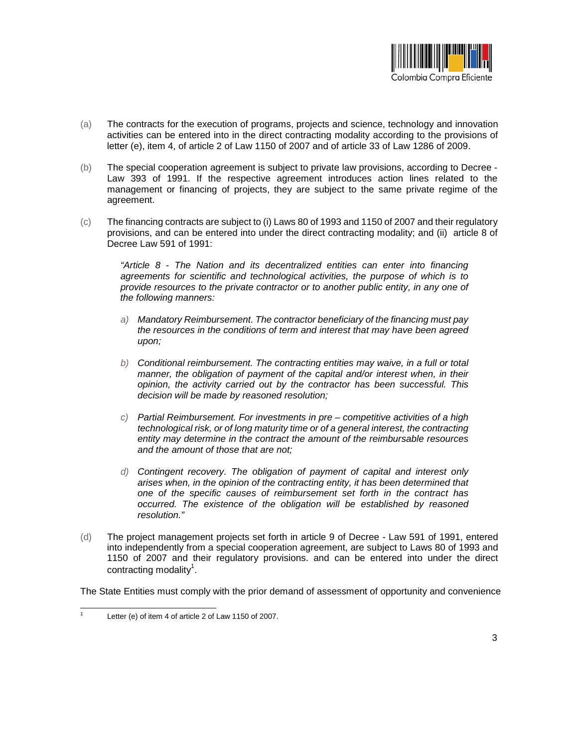(a) The contracts for the execution of programs, projects and science, technology and innovation activities can be entered into in the direct contracting modality according to the provisions of letter (e), item 4, of article 2 of Law 1150 of 2007 and of article 33 of Law 1286 of 2009.

(b) The special cooperation agreement is subject to private law provisions, according to Decree - Law 393 of 1991. If the respective agreement introduces action lines related to the management or financing of projects, they are subject to the same private regime of the agreement.

(c) The financing contracts are subject to (i) Laws 80 of 1993 and 1150 of 2007 and their regulatory provisions, and can be entered into under the direct contracting modality; and (ii) article 8 of Decree Law 591 of 1991:

> *"Article 8 - The Nation and its decentralized entities can enter into financing agreements for scientific and technological activities, the purpose of which is to provide resources to the private contractor or to another public entity, in any one of the following manners:*
>
> *a) Mandatory Reimbursement. The contractor beneficiary of the financing must pay the resources in the conditions of term and interest that may have been agreed upon;*
>
> *b) Conditional reimbursement. The contracting entities may waive, in a full or total manner, the obligation of payment of the capital and/or interest when, in their opinion, the activity carried out by the contractor has been successful. This decision will be made by reasoned resolution;*
>
> *c) Partial Reimbursement. For investments in pre – competitive activities of a high technological risk, or of long maturity time or of a general interest, the contracting entity may determine in the contract the amount of the reimbursable resources and the amount of those that are not;*
>
> *d) Contingent recovery. The obligation of payment of capital and interest only arises when, in the opinion of the contracting entity, it has been determined that one of the specific causes of reimbursement set forth in the contract has occurred. The existence of the obligation will be established by reasoned resolution."*

(d) The project management projects set forth in article 9 of Decree - Law 591 of 1991, entered into independently from a special cooperation agreement, are subject to Laws 80 of 1993 and 1150 of 2007 and their regulatory provisions. and can be entered into under the direct contracting modality[1].

The State Entities must comply with the prior demand of assessment of opportunity and convenience

[1] Letter (e) of item 4 of article 2 of Law 1150 of 2007.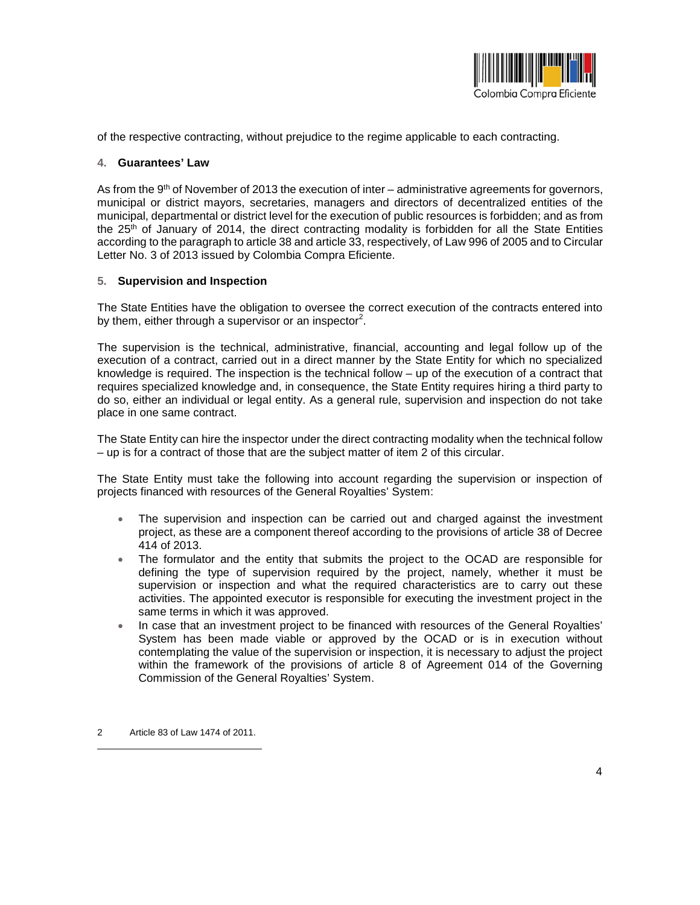of the respective contracting, without prejudice to the regime applicable to each contracting.

## 4. Guarantees' Law

As from the 9th of November of 2013 the execution of inter – administrative agreements for governors, municipal or district mayors, secretaries, managers and directors of decentralized entities of the municipal, departmental or district level for the execution of public resources is forbidden; and as from the 25th of January of 2014, the direct contracting modality is forbidden for all the State Entities according to the paragraph to article 38 and article 33, respectively, of Law 996 of 2005 and to Circular Letter No. 3 of 2013 issued by Colombia Compra Eficiente.

## 5. Supervision and Inspection

The State Entities have the obligation to oversee the correct execution of the contracts entered into by them, either through a supervisor or an inspector[2].

The supervision is the technical, administrative, financial, accounting and legal follow up of the execution of a contract, carried out in a direct manner by the State Entity for which no specialized knowledge is required. The inspection is the technical follow – up of the execution of a contract that requires specialized knowledge and, in consequence, the State Entity requires hiring a third party to do so, either an individual or legal entity. As a general rule, supervision and inspection do not take place in one same contract.

The State Entity can hire the inspector under the direct contracting modality when the technical follow – up is for a contract of those that are the subject matter of item 2 of this circular.

The State Entity must take the following into account regarding the supervision or inspection of projects financed with resources of the General Royalties' System:

- The supervision and inspection can be carried out and charged against the investment project, as these are a component thereof according to the provisions of article 38 of Decree 414 of 2013.
- The formulator and the entity that submits the project to the OCAD are responsible for defining the type of supervision required by the project, namely, whether it must be supervision or inspection and what the required characteristics are to carry out these activities. The appointed executor is responsible for executing the investment project in the same terms in which it was approved.
- In case that an investment project to be financed with resources of the General Royalties' System has been made viable or approved by the OCAD or is in execution without contemplating the value of the supervision or inspection, it is necessary to adjust the project within the framework of the provisions of article 8 of Agreement 014 of the Governing Commission of the General Royalties' System.

2 Article 83 of Law 1474 of 2011.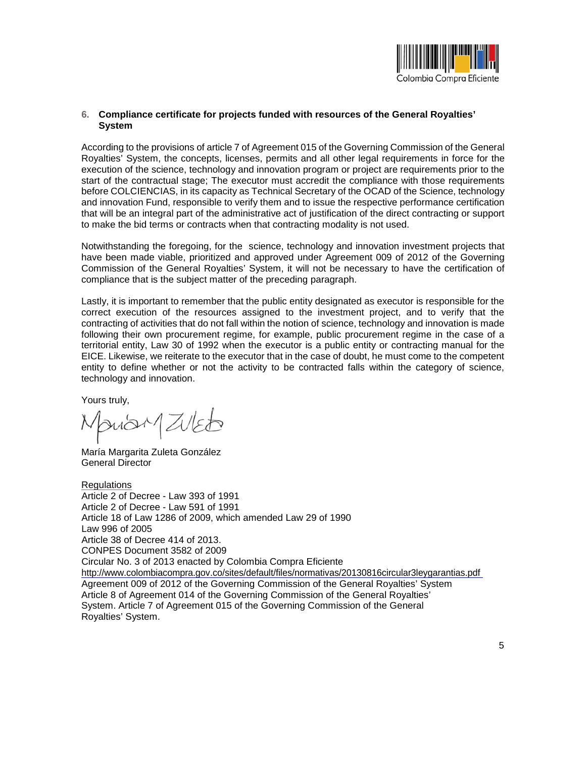## 6. Compliance certificate for projects funded with resources of the General Royalties' System

According to the provisions of article 7 of Agreement 015 of the Governing Commission of the General Royalties' System, the concepts, licenses, permits and all other legal requirements in force for the execution of the science, technology and innovation program or project are requirements prior to the start of the contractual stage; The executor must accredit the compliance with those requirements before COLCIENCIAS, in its capacity as Technical Secretary of the OCAD of the Science, technology and innovation Fund, responsible to verify them and to issue the respective performance certification that will be an integral part of the administrative act of justification of the direct contracting or support to make the bid terms or contracts when that contracting modality is not used.

Notwithstanding the foregoing, for the science, technology and innovation investment projects that have been made viable, prioritized and approved under Agreement 009 of 2012 of the Governing Commission of the General Royalties' System, it will not be necessary to have the certification of compliance that is the subject matter of the preceding paragraph.

Lastly, it is important to remember that the public entity designated as executor is responsible for the correct execution of the resources assigned to the investment project, and to verify that the contracting of activities that do not fall within the notion of science, technology and innovation is made following their own procurement regime, for example, public procurement regime in the case of a territorial entity, Law 30 of 1992 when the executor is a public entity or contracting manual for the EICE. Likewise, we reiterate to the executor that in the case of doubt, he must come to the competent entity to define whether or not the activity to be contracted falls within the category of science, technology and innovation.

Yours truly,

María Margarita Zuleta González
General Director

Regulations
Article 2 of Decree - Law 393 of 1991
Article 2 of Decree - Law 591 of 1991
Article 18 of Law 1286 of 2009, which amended Law 29 of 1990
Law 996 of 2005
Article 38 of Decree 414 of 2013.
CONPES Document 3582 of 2009
Circular No. 3 of 2013 enacted by Colombia Compra Eficiente
http://www.colombiacompra.gov.co/sites/default/files/normativas/20130816circular3leygarantias.pdf
Agreement 009 of 2012 of the Governing Commission of the General Royalties' System
Article 8 of Agreement 014 of the Governing Commission of the General Royalties' System. Article 7 of Agreement 015 of the Governing Commission of the General Royalties' System.